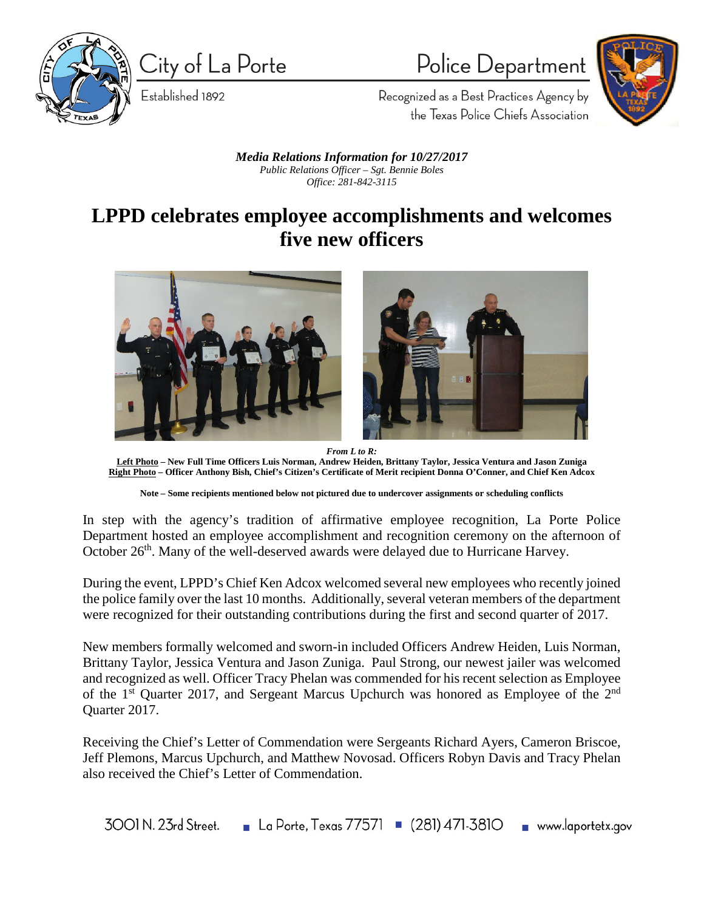City of La Porte

Established 1892

Police Department

Recognized as a Best Practices Agency by the Texas Police Chiefs Association

***Media Relations Information for 10/27/2017***
*Public Relations Officer – Sgt. Bennie Boles*
*Office: 281-842-3115*

# LPPD celebrates employee accomplishments and welcomes five new officers

***From L to R:***
**Left Photo – New Full Time Officers Luis Norman, Andrew Heiden, Brittany Taylor, Jessica Ventura and Jason Zuniga**
**Right Photo – Officer Anthony Bish, Chief's Citizen's Certificate of Merit recipient Donna O'Conner, and Chief Ken Adcox**

**Note – Some recipients mentioned below not pictured due to undercover assignments or scheduling conflicts**

In step with the agency's tradition of affirmative employee recognition, La Porte Police Department hosted an employee accomplishment and recognition ceremony on the afternoon of October 26th. Many of the well-deserved awards were delayed due to Hurricane Harvey.

During the event, LPPD's Chief Ken Adcox welcomed several new employees who recently joined the police family over the last 10 months. Additionally, several veteran members of the department were recognized for their outstanding contributions during the first and second quarter of 2017.

New members formally welcomed and sworn-in included Officers Andrew Heiden, Luis Norman, Brittany Taylor, Jessica Ventura and Jason Zuniga. Paul Strong, our newest jailer was welcomed and recognized as well. Officer Tracy Phelan was commended for his recent selection as Employee of the 1st Quarter 2017, and Sergeant Marcus Upchurch was honored as Employee of the 2nd Quarter 2017.

Receiving the Chief's Letter of Commendation were Sergeants Richard Ayers, Cameron Briscoe, Jeff Plemons, Marcus Upchurch, and Matthew Novosad. Officers Robyn Davis and Tracy Phelan also received the Chief's Letter of Commendation.

3001 N. 23rd Street. ▪ La Porte, Texas 77571 ▪ (281) 471-3810 ▪ www.laportetx.gov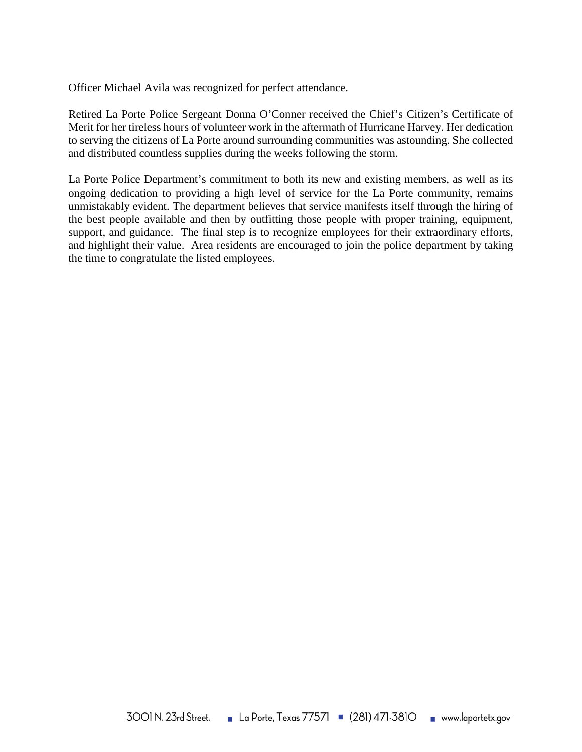Officer Michael Avila was recognized for perfect attendance.

Retired La Porte Police Sergeant Donna O'Conner received the Chief's Citizen's Certificate of Merit for her tireless hours of volunteer work in the aftermath of Hurricane Harvey. Her dedication to serving the citizens of La Porte around surrounding communities was astounding. She collected and distributed countless supplies during the weeks following the storm.

La Porte Police Department's commitment to both its new and existing members, as well as its ongoing dedication to providing a high level of service for the La Porte community, remains unmistakably evident. The department believes that service manifests itself through the hiring of the best people available and then by outfitting those people with proper training, equipment, support, and guidance. The final step is to recognize employees for their extraordinary efforts, and highlight their value. Area residents are encouraged to join the police department by taking the time to congratulate the listed employees.